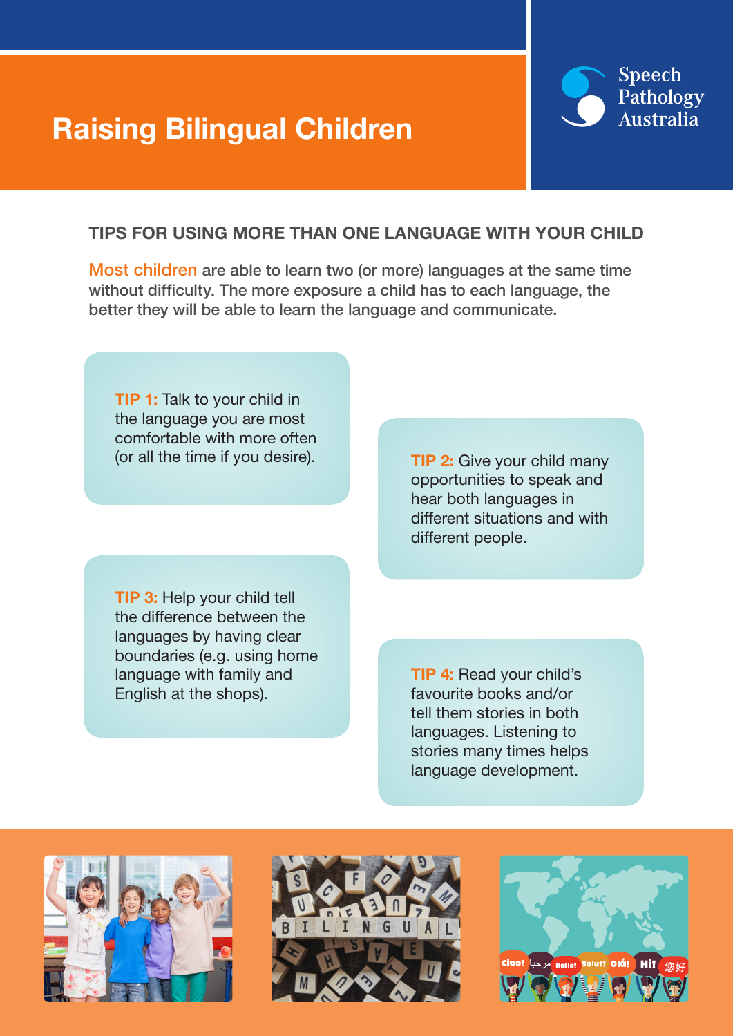# Raising Bilingual Children

Speech Pathology Australia

## TIPS FOR USING MORE THAN ONE LANGUAGE WITH YOUR CHILD

Most children are able to learn two (or more) languages at the same time without difficulty. The more exposure a child has to each language, the better they will be able to learn the language and communicate.

**TIP 1:** Talk to your child in the language you are most comfortable with more often (or all the time if you desire).

**TIP 2:** Give your child many opportunities to speak and hear both languages in different situations and with different people.

**TIP 3:** Help your child tell the difference between the languages by having clear boundaries (e.g. using home language with family and English at the shops).

**TIP 4:** Read your child's favourite books and/or tell them stories in both languages. Listening to stories many times helps language development.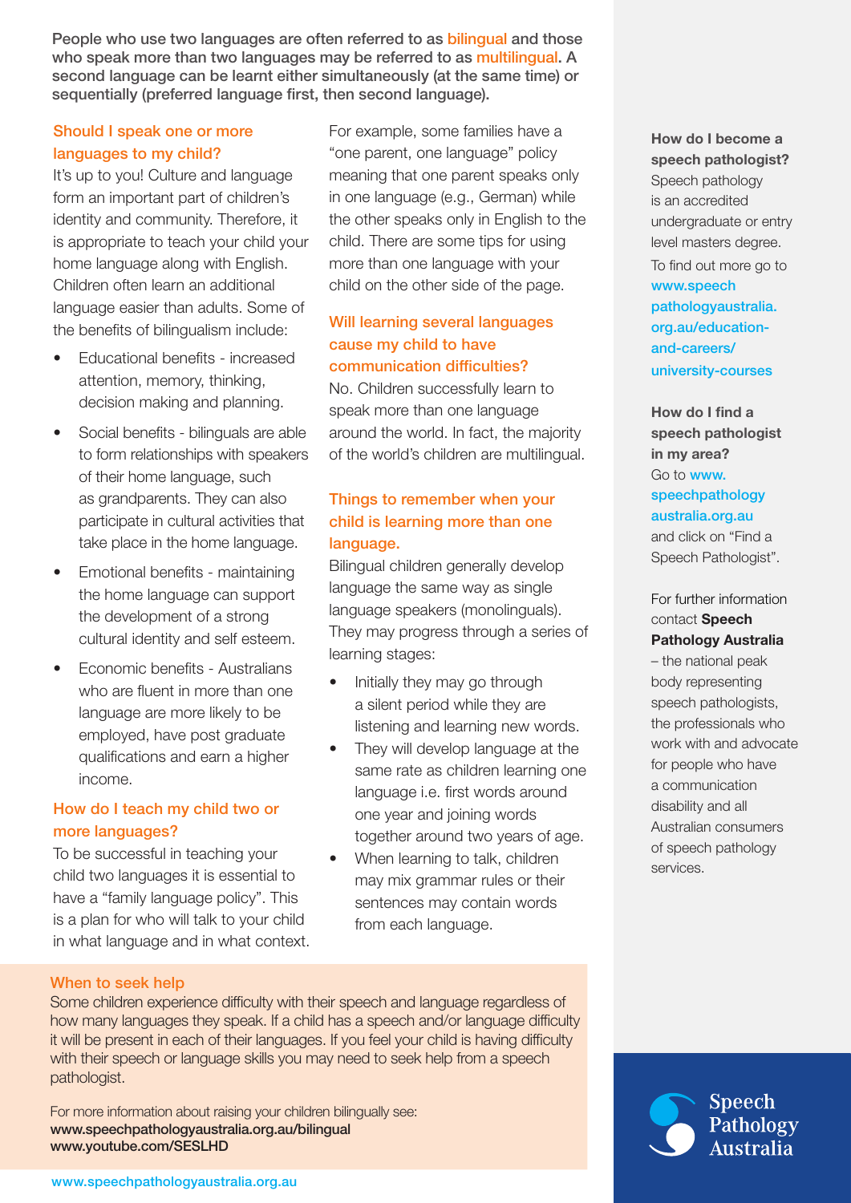People who use two languages are often referred to as bilingual and those who speak more than two languages may be referred to as multilingual. A second language can be learnt either simultaneously (at the same time) or sequentially (preferred language first, then second language).

### Should I speak one or more languages to my child?

It's up to you! Culture and language form an important part of children's identity and community. Therefore, it is appropriate to teach your child your home language along with English. Children often learn an additional language easier than adults. Some of the benefits of bilingualism include:

- Educational benefits - increased attention, memory, thinking, decision making and planning.
- Social benefits - bilinguals are able to form relationships with speakers of their home language, such as grandparents. They can also participate in cultural activities that take place in the home language.
- Emotional benefits - maintaining the home language can support the development of a strong cultural identity and self esteem.
- Economic benefits - Australians who are fluent in more than one language are more likely to be employed, have post graduate qualifications and earn a higher income.

### How do I teach my child two or more languages?

To be successful in teaching your child two languages it is essential to have a "family language policy". This is a plan for who will talk to your child in what language and in what context. For example, some families have a "one parent, one language" policy meaning that one parent speaks only in one language (e.g., German) while the other speaks only in English to the child. There are some tips for using more than one language with your child on the other side of the page.

### Will learning several languages cause my child to have communication difficulties?

No. Children successfully learn to speak more than one language around the world. In fact, the majority of the world's children are multilingual.

### Things to remember when your child is learning more than one language.

Bilingual children generally develop language the same way as single language speakers (monolinguals). They may progress through a series of learning stages:

- Initially they may go through a silent period while they are listening and learning new words.
- They will develop language at the same rate as children learning one language i.e. first words around one year and joining words together around two years of age.
- When learning to talk, children may mix grammar rules or their sentences may contain words from each language.

### When to seek help

Some children experience difficulty with their speech and language regardless of how many languages they speak. If a child has a speech and/or language difficulty it will be present in each of their languages. If you feel your child is having difficulty with their speech or language skills you may need to seek help from a speech pathologist.

For more information about raising your children bilingually see:
**www.speechpathologyaustralia.org.au/bilingual**
**www.youtube.com/SESLHD**

**How do I become a speech pathologist?**
Speech pathology is an accredited undergraduate or entry level masters degree.
To find out more go to www.speechpathologyaustralia.org.au/education-and-careers/university-courses

**How do I find a speech pathologist in my area?**
Go to www.speechpathologyaustralia.org.au and click on "Find a Speech Pathologist".

For further information contact **Speech Pathology Australia** – the national peak body representing speech pathologists, the professionals who work with and advocate for people who have a communication disability and all Australian consumers of speech pathology services.

Speech Pathology Australia

www.speechpathologyaustralia.org.au